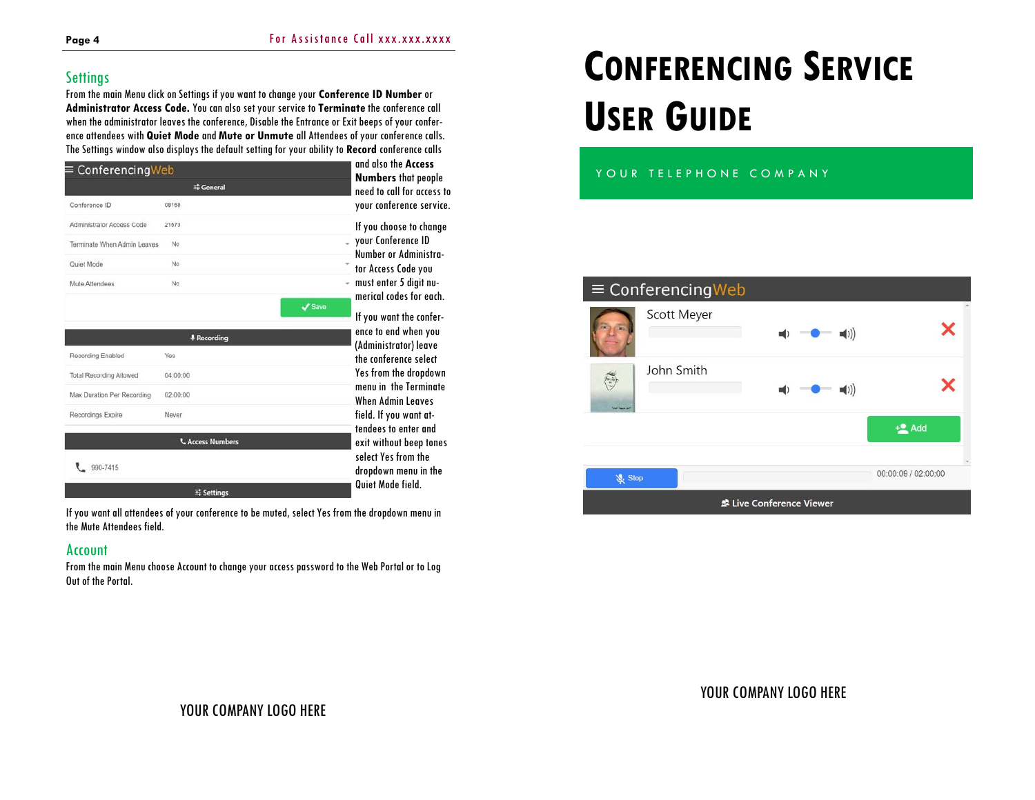## Settings

From the main Menu click on Settings if you want to change your **Conference ID Number** or **Administrator Access Code.** You can also set your service to **Terminate** the conference call when the administrator leaves the conference, Disable the Entrance or Exit beeps of your conference attendees with **Quiet Mode** and **Mute or Unmute** all Attendees of your conference calls. The Settings window also displays the default setting for your ability to **Record** conference calls and also the **Access Numbers** that people need to call for access to your conference service.

If you choose to change your Conference ID Number or Administrator Access Code you must enter 5 digit numerical codes for each.

If you want the conference to end when you (Administrator) leave the conference select Yes from the dropdown menu in the Terminate When Admin Leaves field. If you want attendees to enter and exit without beep tones select Yes from the dropdown menu in the Quiet Mode field.

If you want all attendees of your conference to be muted, select Yes from the dropdown menu in the Mute Attendees field.

## Account

From the main Menu choose Account to change your access password to the Web Portal or to Log Out of the Portal.

YOUR COMPANY LOGO HERE

# CONFERENCING SERVICE USER GUIDE

YOUR TELEPHONE COMPANY

YOUR COMPANY LOGO HERE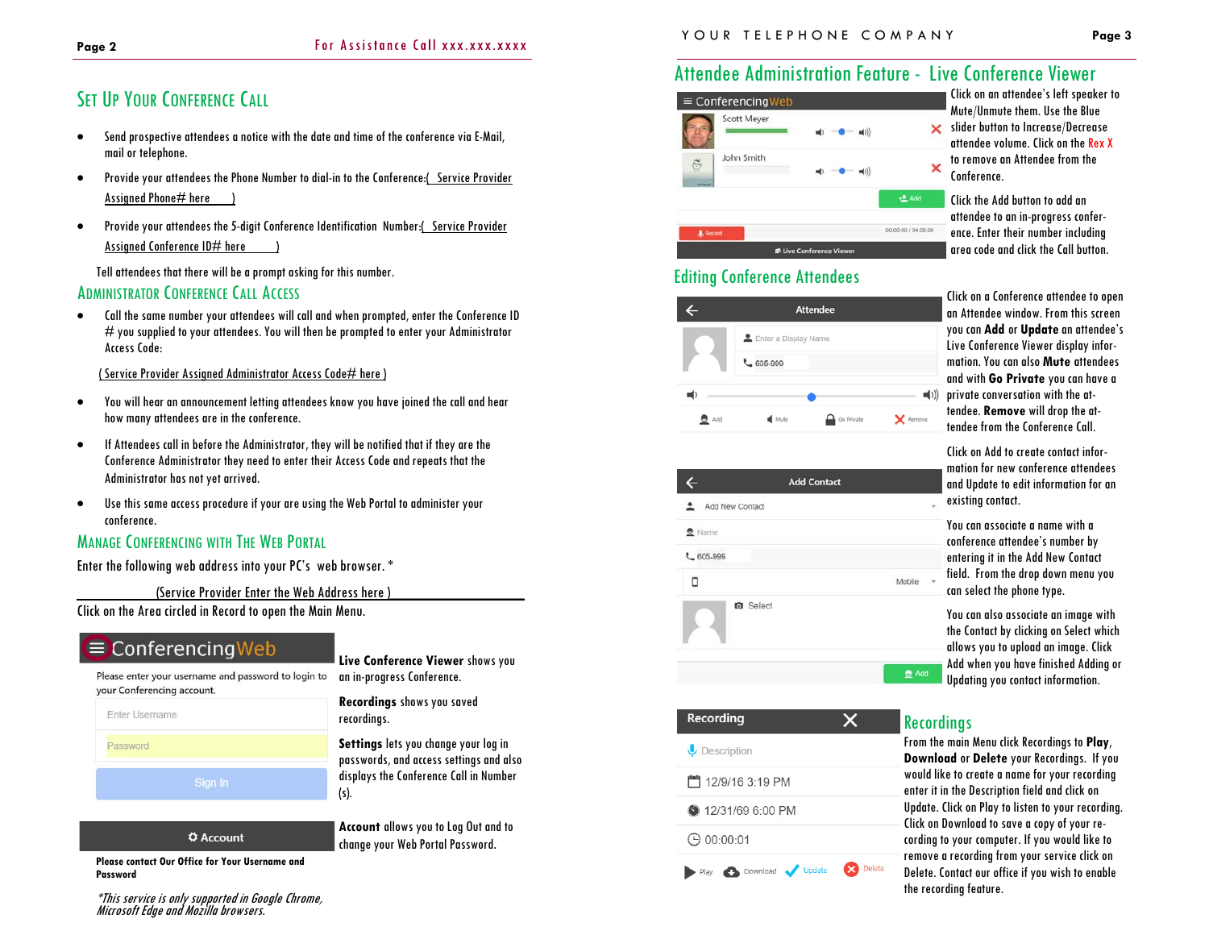## Set Up Your Conference Call

- Send prospective attendees a notice with the date and time of the conference via E-Mail, mail or telephone.
- Provide your attendees the Phone Number to dial-in to the Conference:( Service Provider Assigned Phone# here )
- Provide your attendees the 5-digit Conference Identification Number:( Service Provider Assigned Conference ID# here )

Tell attendees that there will be a prompt asking for this number.

## Administrator Conference Call Access

- Call the same number your attendees will call and when prompted, enter the Conference ID # you supplied to your attendees. You will then be prompted to enter your Administrator Access Code:

( Service Provider Assigned Administrator Access Code# here )

- You will hear an announcement letting attendees know you have joined the call and hear how many attendees are in the conference.
- If Attendees call in before the Administrator, they will be notified that if they are the Conference Administrator they need to enter their Access Code and repeats that the Administrator has not yet arrived.
- Use this same access procedure if your are using the Web Portal to administer your conference.

## Manage Conferencing with The Web Portal

Enter the following web address into your PC's web browser. *

(Service Provider Enter the Web Address here )

Click on the Area circled in Record to open the Main Menu.

ConferencingWeb

Please enter your username and password to login to your Conferencing account.

Enter Username

Password

Sign In

Account

**Please contact Our Office for Your Username and Password**

**Live Conference Viewer** shows you an in-progress Conference.

**Recordings** shows you saved recordings.

**Settings** lets you change your log in passwords, and access settings and also displays the Conference Call in Number (s).

**Account** allows you to Log Out and to change your Web Portal Password.

*\*This service is only supported in Google Chrome, Microsoft Edge and Mozilla browsers.*

## Attendee Administration Feature - Live Conference Viewer

ConferencingWeb

Scott Meyer

John Smith

Add

Record

00:00:00 / 04:00:00

Live Conference Viewer

Click on an attendee's left speaker to Mute/Unmute them. Use the Blue slider button to Increase/Decrease attendee volume. Click on the Rex X to remove an Attendee from the Conference.

Click the Add button to add an attendee to an in-progress conference. Enter their number including area code and click the Call button.

## Editing Conference Attendees

Attendee

Enter a Display Name

605-999

Add Mute Go Private Remove

Click on a Conference attendee to open an Attendee window. From this screen you can **Add** or **Update** an attendee's Live Conference Viewer display information. You can also **Mute** attendees and with **Go Private** you can have a private conversation with the attendee. **Remove** will drop the attendee from the Conference Call.

Add Contact

Add New Contact

Name

605-999

Mobile

Select

Add

Click on Add to create contact information for new conference attendees and Update to edit information for an existing contact.

You can associate a name with a conference attendee's number by entering it in the Add New Contact field. From the drop down menu you can select the phone type.

You can also associate an image with the Contact by clicking on Select which allows you to upload an image. Click Add when you have finished Adding or Updating you contact information.

## Recordings

Recording

Description

12/9/16 3:19 PM

12/31/69 6:00 PM

00:00:01

Play Download Update Delete

From the main Menu click Recordings to **Play**, **Download** or **Delete** your Recordings. If you would like to create a name for your recording enter it in the Description field and click on Update. Click on Play to listen to your recording. Click on Download to save a copy of your recording to your computer. If you would like to remove a recording from your service click on Delete. Contact our office if you wish to enable the recording feature.